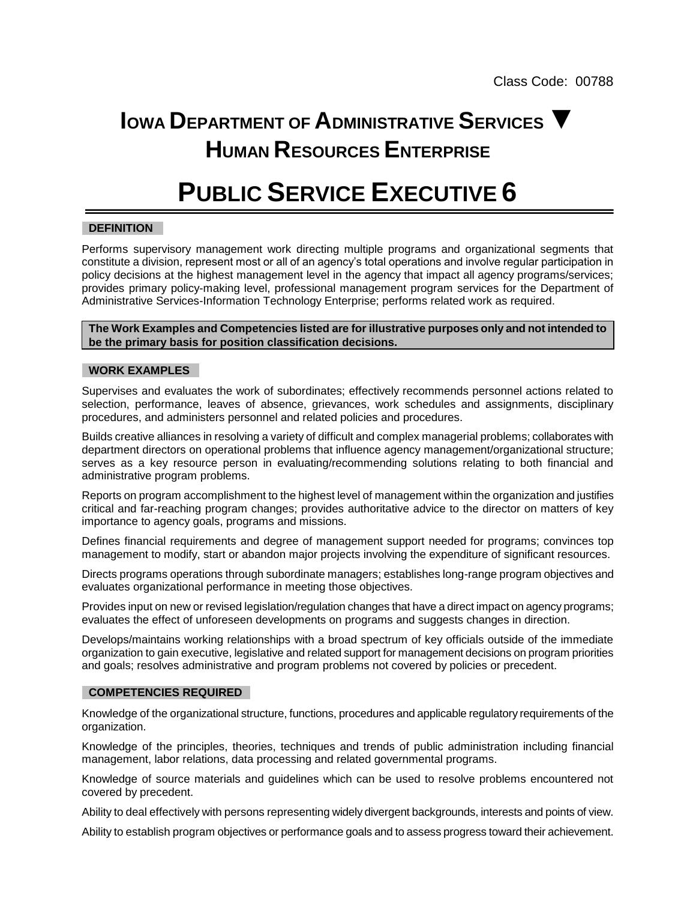Class Code: 00788

# IOWA DEPARTMENT OF ADMINISTRATIVE SERVICES ▼ HUMAN RESOURCES ENTERPRISE

# PUBLIC SERVICE EXECUTIVE 6

## DEFINITION

Performs supervisory management work directing multiple programs and organizational segments that constitute a division, represent most or all of an agency's total operations and involve regular participation in policy decisions at the highest management level in the agency that impact all agency programs/services; provides primary policy-making level, professional management program services for the Department of Administrative Services-Information Technology Enterprise; performs related work as required.

**The Work Examples and Competencies listed are for illustrative purposes only and not intended to be the primary basis for position classification decisions.**

## WORK EXAMPLES

Supervises and evaluates the work of subordinates; effectively recommends personnel actions related to selection, performance, leaves of absence, grievances, work schedules and assignments, disciplinary procedures, and administers personnel and related policies and procedures.

Builds creative alliances in resolving a variety of difficult and complex managerial problems; collaborates with department directors on operational problems that influence agency management/organizational structure; serves as a key resource person in evaluating/recommending solutions relating to both financial and administrative program problems.

Reports on program accomplishment to the highest level of management within the organization and justifies critical and far-reaching program changes; provides authoritative advice to the director on matters of key importance to agency goals, programs and missions.

Defines financial requirements and degree of management support needed for programs; convinces top management to modify, start or abandon major projects involving the expenditure of significant resources.

Directs programs operations through subordinate managers; establishes long-range program objectives and evaluates organizational performance in meeting those objectives.

Provides input on new or revised legislation/regulation changes that have a direct impact on agency programs; evaluates the effect of unforeseen developments on programs and suggests changes in direction.

Develops/maintains working relationships with a broad spectrum of key officials outside of the immediate organization to gain executive, legislative and related support for management decisions on program priorities and goals; resolves administrative and program problems not covered by policies or precedent.

## COMPETENCIES REQUIRED

Knowledge of the organizational structure, functions, procedures and applicable regulatory requirements of the organization.

Knowledge of the principles, theories, techniques and trends of public administration including financial management, labor relations, data processing and related governmental programs.

Knowledge of source materials and guidelines which can be used to resolve problems encountered not covered by precedent.

Ability to deal effectively with persons representing widely divergent backgrounds, interests and points of view.

Ability to establish program objectives or performance goals and to assess progress toward their achievement.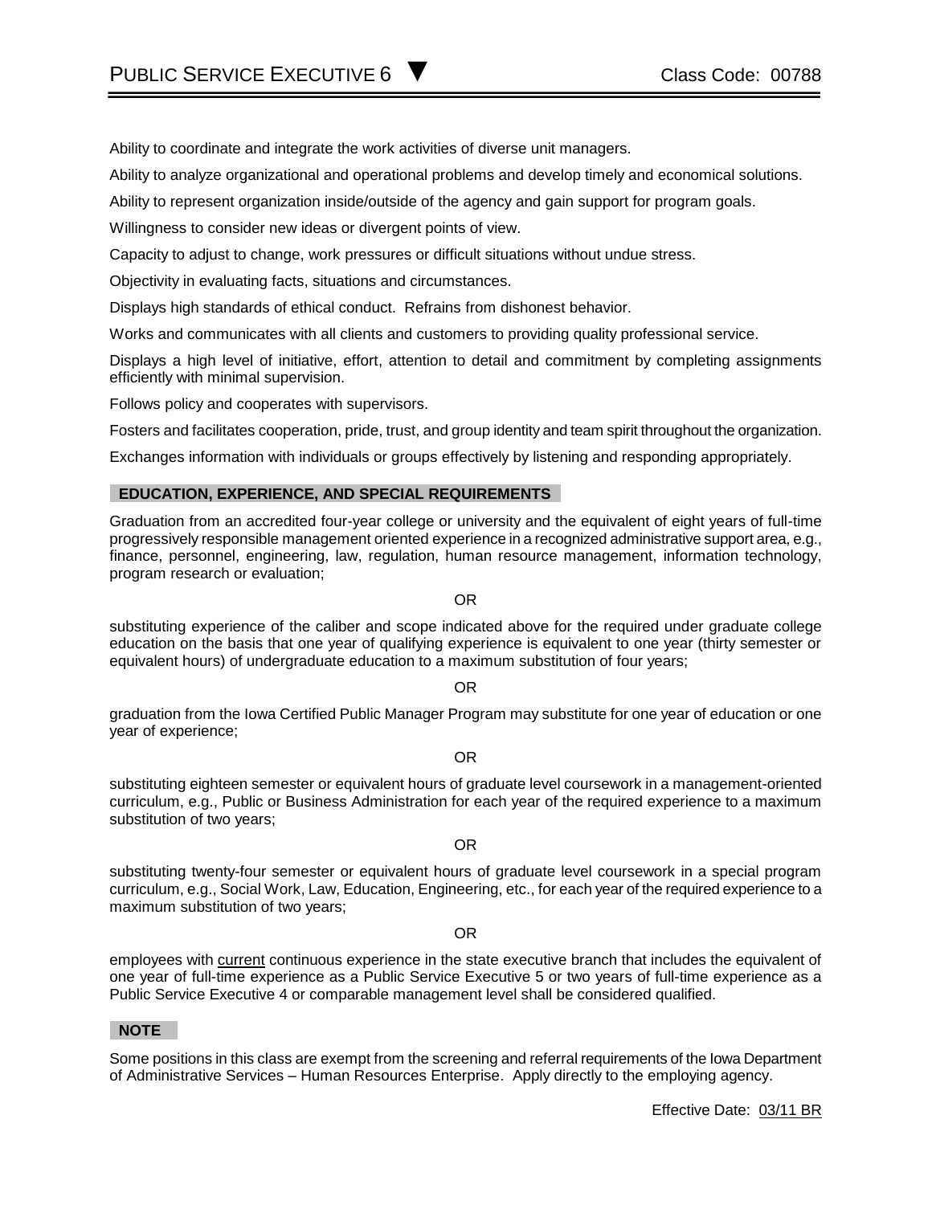Ability to coordinate and integrate the work activities of diverse unit managers.

Ability to analyze organizational and operational problems and develop timely and economical solutions.

Ability to represent organization inside/outside of the agency and gain support for program goals.

Willingness to consider new ideas or divergent points of view.

Capacity to adjust to change, work pressures or difficult situations without undue stress.

Objectivity in evaluating facts, situations and circumstances.

Displays high standards of ethical conduct. Refrains from dishonest behavior.

Works and communicates with all clients and customers to providing quality professional service.

Displays a high level of initiative, effort, attention to detail and commitment by completing assignments efficiently with minimal supervision.

Follows policy and cooperates with supervisors.

Fosters and facilitates cooperation, pride, trust, and group identity and team spirit throughout the organization.

Exchanges information with individuals or groups effectively by listening and responding appropriately.

## EDUCATION, EXPERIENCE, AND SPECIAL REQUIREMENTS

Graduation from an accredited four-year college or university and the equivalent of eight years of full-time progressively responsible management oriented experience in a recognized administrative support area, e.g., finance, personnel, engineering, law, regulation, human resource management, information technology, program research or evaluation;

OR

substituting experience of the caliber and scope indicated above for the required under graduate college education on the basis that one year of qualifying experience is equivalent to one year (thirty semester or equivalent hours) of undergraduate education to a maximum substitution of four years;

OR

graduation from the Iowa Certified Public Manager Program may substitute for one year of education or one year of experience;

OR

substituting eighteen semester or equivalent hours of graduate level coursework in a management-oriented curriculum, e.g., Public or Business Administration for each year of the required experience to a maximum substitution of two years;

OR

substituting twenty-four semester or equivalent hours of graduate level coursework in a special program curriculum, e.g., Social Work, Law, Education, Engineering, etc., for each year of the required experience to a maximum substitution of two years;

OR

employees with current continuous experience in the state executive branch that includes the equivalent of one year of full-time experience as a Public Service Executive 5 or two years of full-time experience as a Public Service Executive 4 or comparable management level shall be considered qualified.

## NOTE

Some positions in this class are exempt from the screening and referral requirements of the Iowa Department of Administrative Services – Human Resources Enterprise. Apply directly to the employing agency.

Effective Date: 03/11 BR